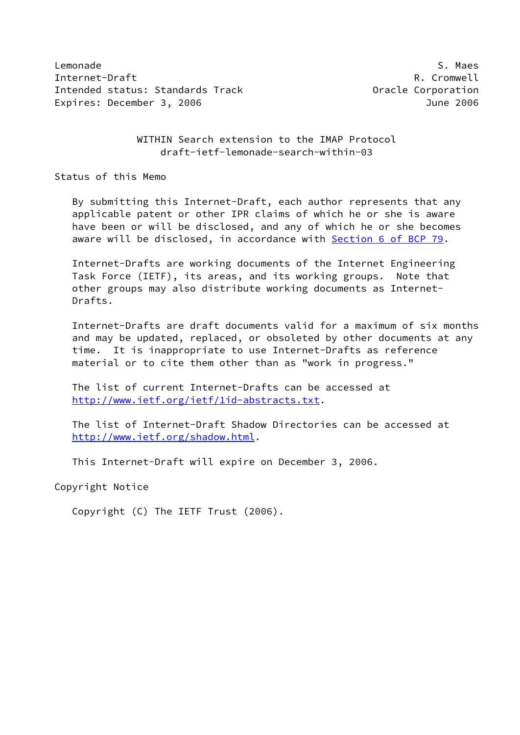Lemonade S. Maes
Internet-Draft R. Cromwell
Intended status: Standards Track Oracle Corporation
Expires: December 3, 2006 June 2006

# WITHIN Search extension to the IMAP Protocol
draft-ietf-lemonade-search-within-03

## Status of this Memo

By submitting this Internet-Draft, each author represents that any applicable patent or other IPR claims of which he or she is aware have been or will be disclosed, and any of which he or she becomes aware will be disclosed, in accordance with Section 6 of BCP 79.

Internet-Drafts are working documents of the Internet Engineering Task Force (IETF), its areas, and its working groups. Note that other groups may also distribute working documents as Internet-Drafts.

Internet-Drafts are draft documents valid for a maximum of six months and may be updated, replaced, or obsoleted by other documents at any time. It is inappropriate to use Internet-Drafts as reference material or to cite them other than as "work in progress."

The list of current Internet-Drafts can be accessed at http://www.ietf.org/ietf/1id-abstracts.txt.

The list of Internet-Draft Shadow Directories can be accessed at http://www.ietf.org/shadow.html.

This Internet-Draft will expire on December 3, 2006.

## Copyright Notice

Copyright (C) The IETF Trust (2006).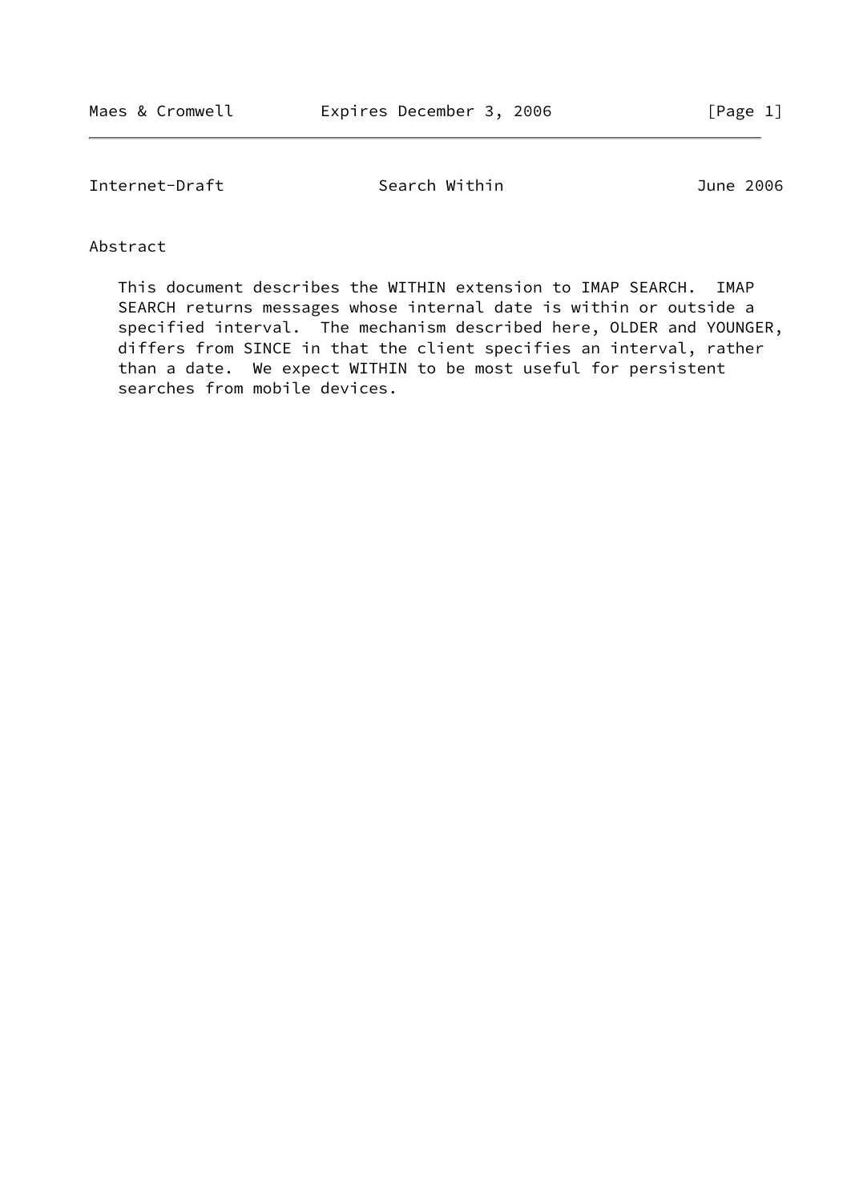## Abstract

This document describes the WITHIN extension to IMAP SEARCH. IMAP SEARCH returns messages whose internal date is within or outside a specified interval. The mechanism described here, OLDER and YOUNGER, differs from SINCE in that the client specifies an interval, rather than a date. We expect WITHIN to be most useful for persistent searches from mobile devices.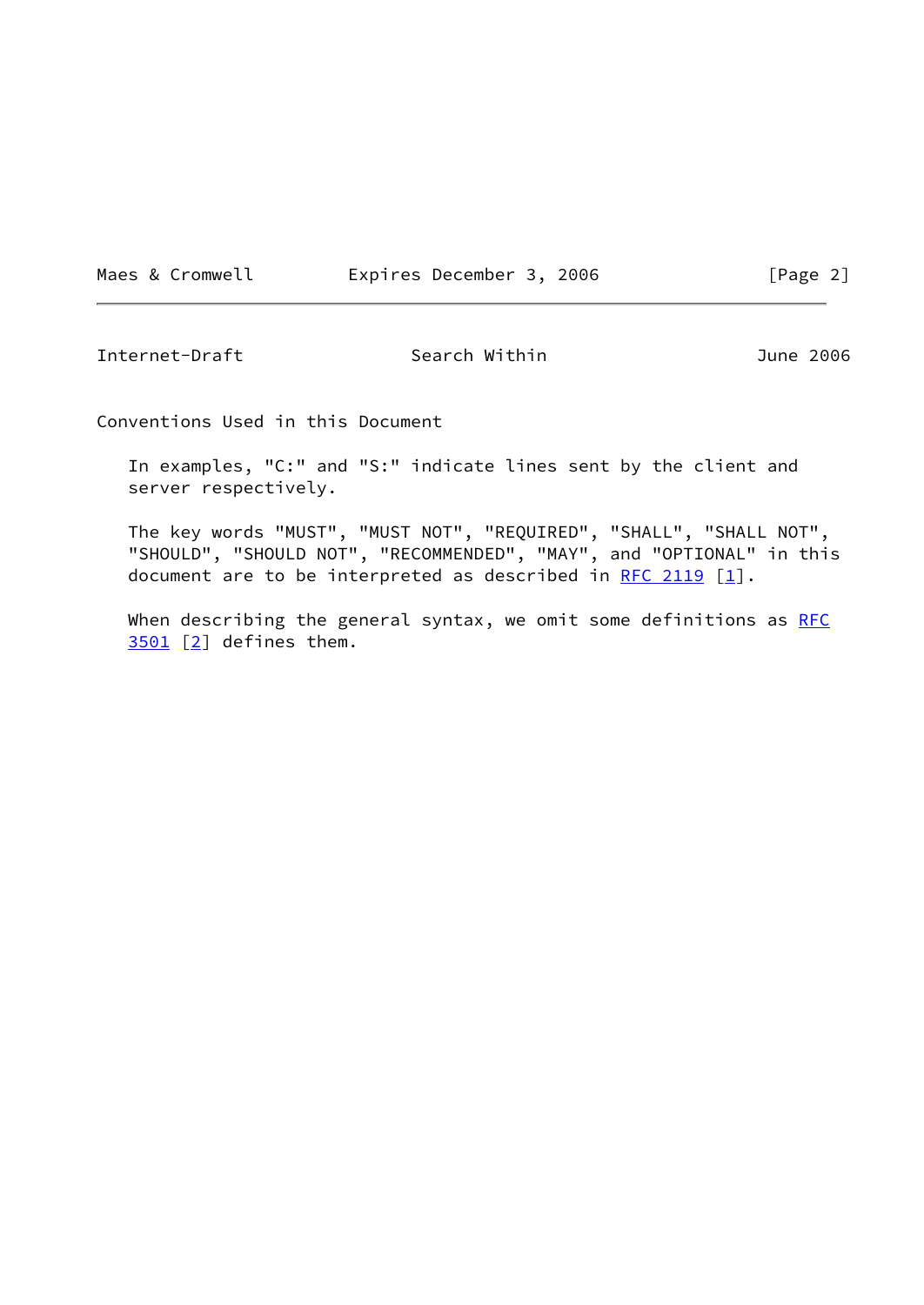## Conventions Used in this Document

In examples, "C:" and "S:" indicate lines sent by the client and server respectively.

The key words "MUST", "MUST NOT", "REQUIRED", "SHALL", "SHALL NOT", "SHOULD", "SHOULD NOT", "RECOMMENDED", "MAY", and "OPTIONAL" in this document are to be interpreted as described in RFC 2119 [1].

When describing the general syntax, we omit some definitions as RFC 3501 [2] defines them.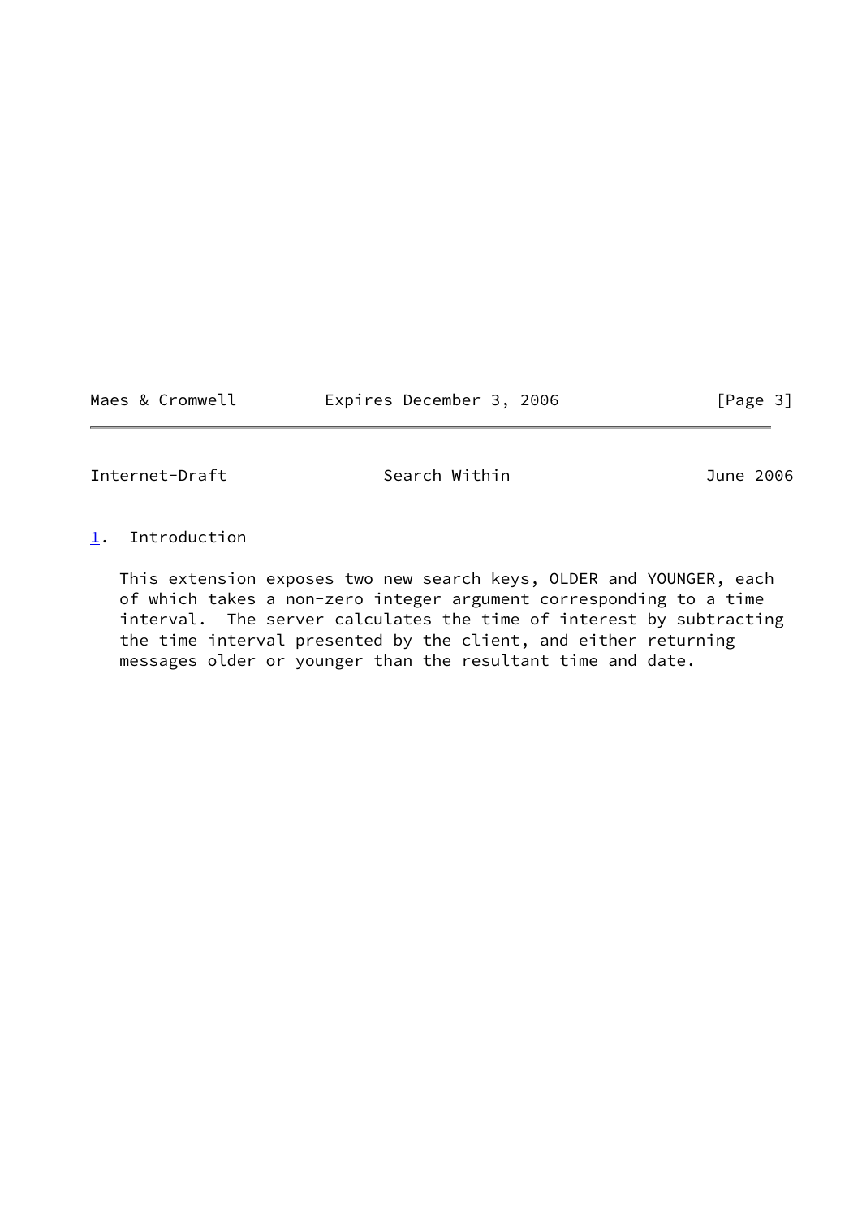# 1. Introduction

This extension exposes two new search keys, OLDER and YOUNGER, each of which takes a non-zero integer argument corresponding to a time interval. The server calculates the time of interest by subtracting the time interval presented by the client, and either returning messages older or younger than the resultant time and date.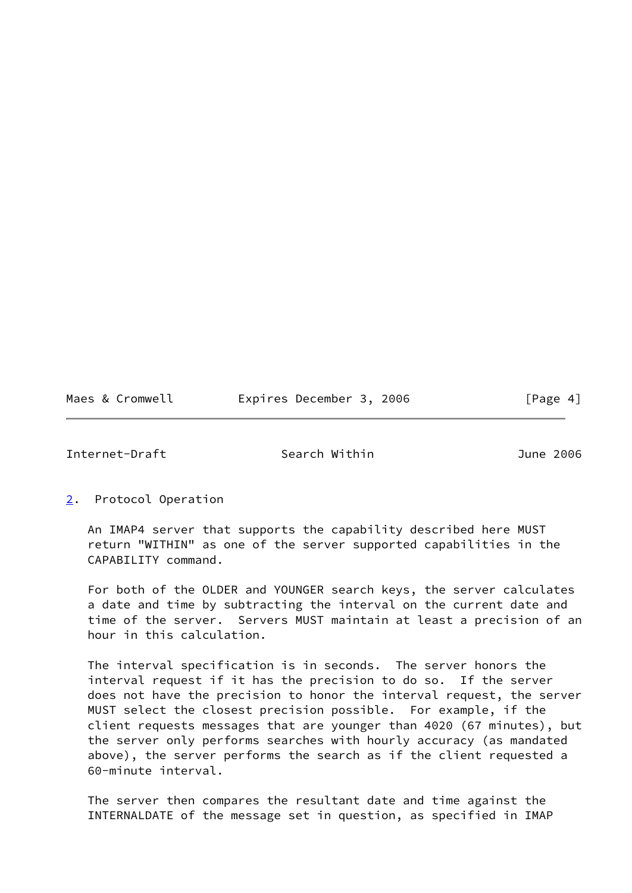## 2. Protocol Operation

An IMAP4 server that supports the capability described here MUST return "WITHIN" as one of the server supported capabilities in the CAPABILITY command.

For both of the OLDER and YOUNGER search keys, the server calculates a date and time by subtracting the interval on the current date and time of the server. Servers MUST maintain at least a precision of an hour in this calculation.

The interval specification is in seconds. The server honors the interval request if it has the precision to do so. If the server does not have the precision to honor the interval request, the server MUST select the closest precision possible. For example, if the client requests messages that are younger than 4020 (67 minutes), but the server only performs searches with hourly accuracy (as mandated above), the server performs the search as if the client requested a 60-minute interval.

The server then compares the resultant date and time against the INTERNALDATE of the message set in question, as specified in IMAP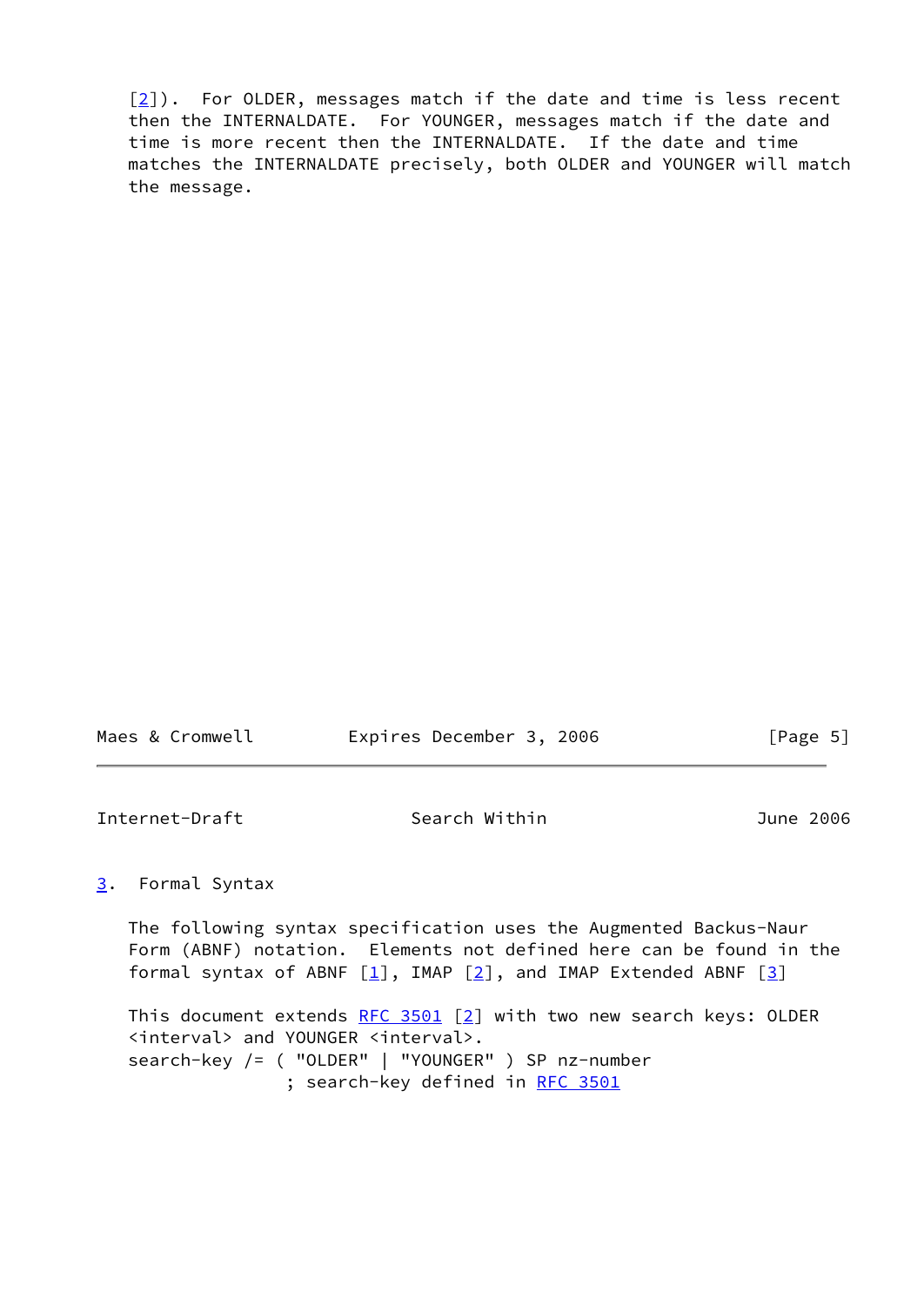[2]).  For OLDER, messages match if the date and time is less recent then the INTERNALDATE.  For YOUNGER, messages match if the date and time is more recent then the INTERNALDATE.  If the date and time matches the INTERNALDATE precisely, both OLDER and YOUNGER will match the message.

## 3.  Formal Syntax

The following syntax specification uses the Augmented Backus-Naur Form (ABNF) notation.  Elements not defined here can be found in the formal syntax of ABNF [1], IMAP [2], and IMAP Extended ABNF [3]

This document extends RFC 3501 [2] with two new search keys: OLDER <interval> and YOUNGER <interval>.

```
search-key /= ( "OLDER" | "YOUNGER" ) SP nz-number
              ; search-key defined in RFC 3501
```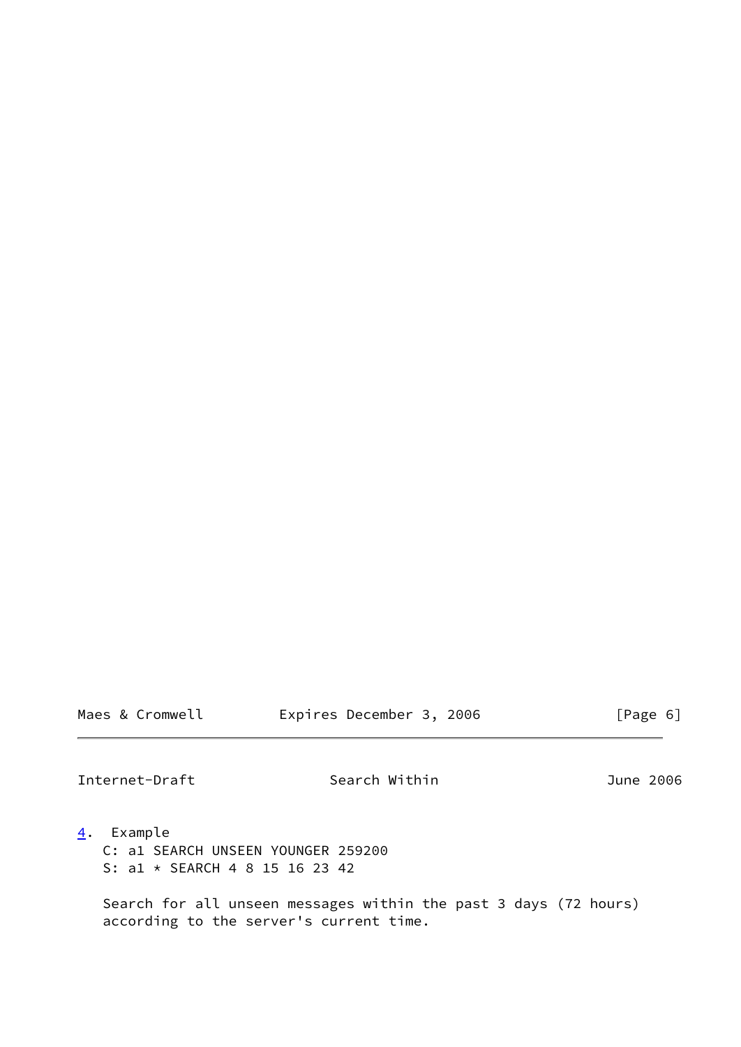## 4. Example

```
C: a1 SEARCH UNSEEN YOUNGER 259200
S: a1 * SEARCH 4 8 15 16 23 42
```

Search for all unseen messages within the past 3 days (72 hours) according to the server's current time.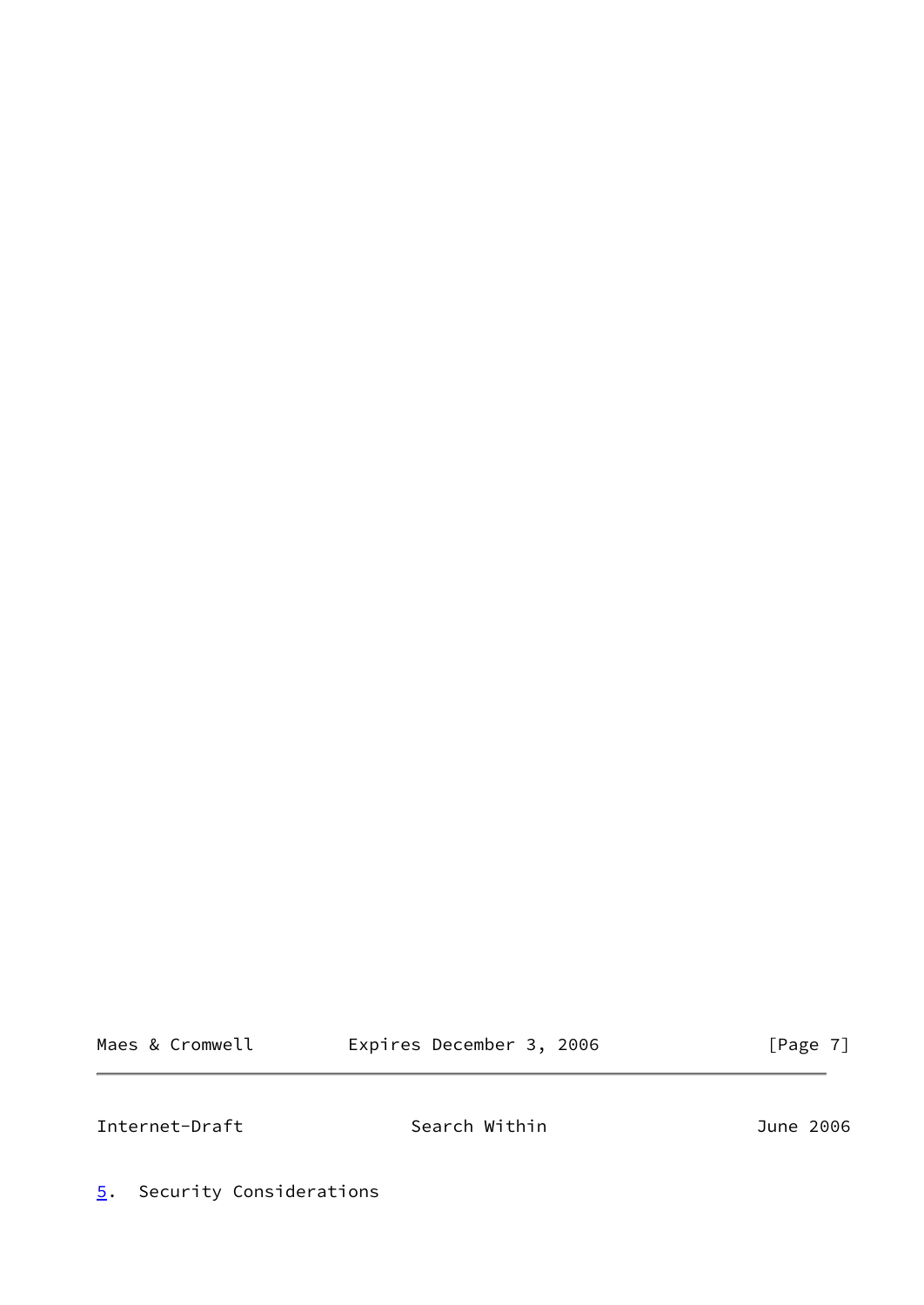## 5. Security Considerations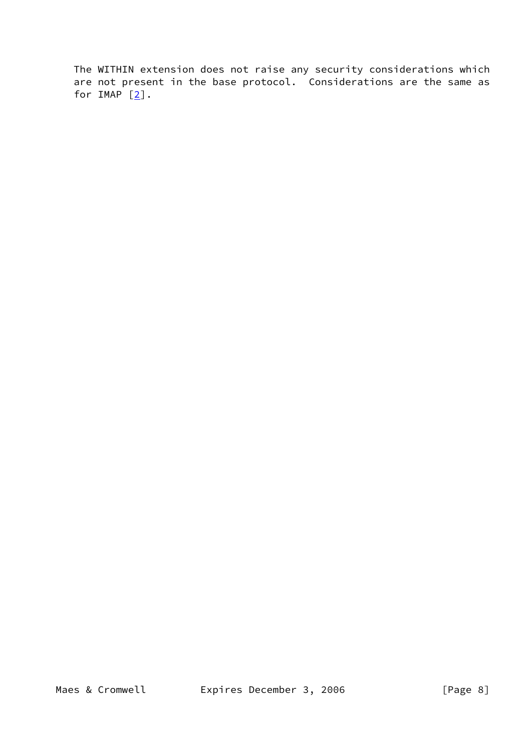The WITHIN extension does not raise any security considerations which are not present in the base protocol. Considerations are the same as for IMAP [2].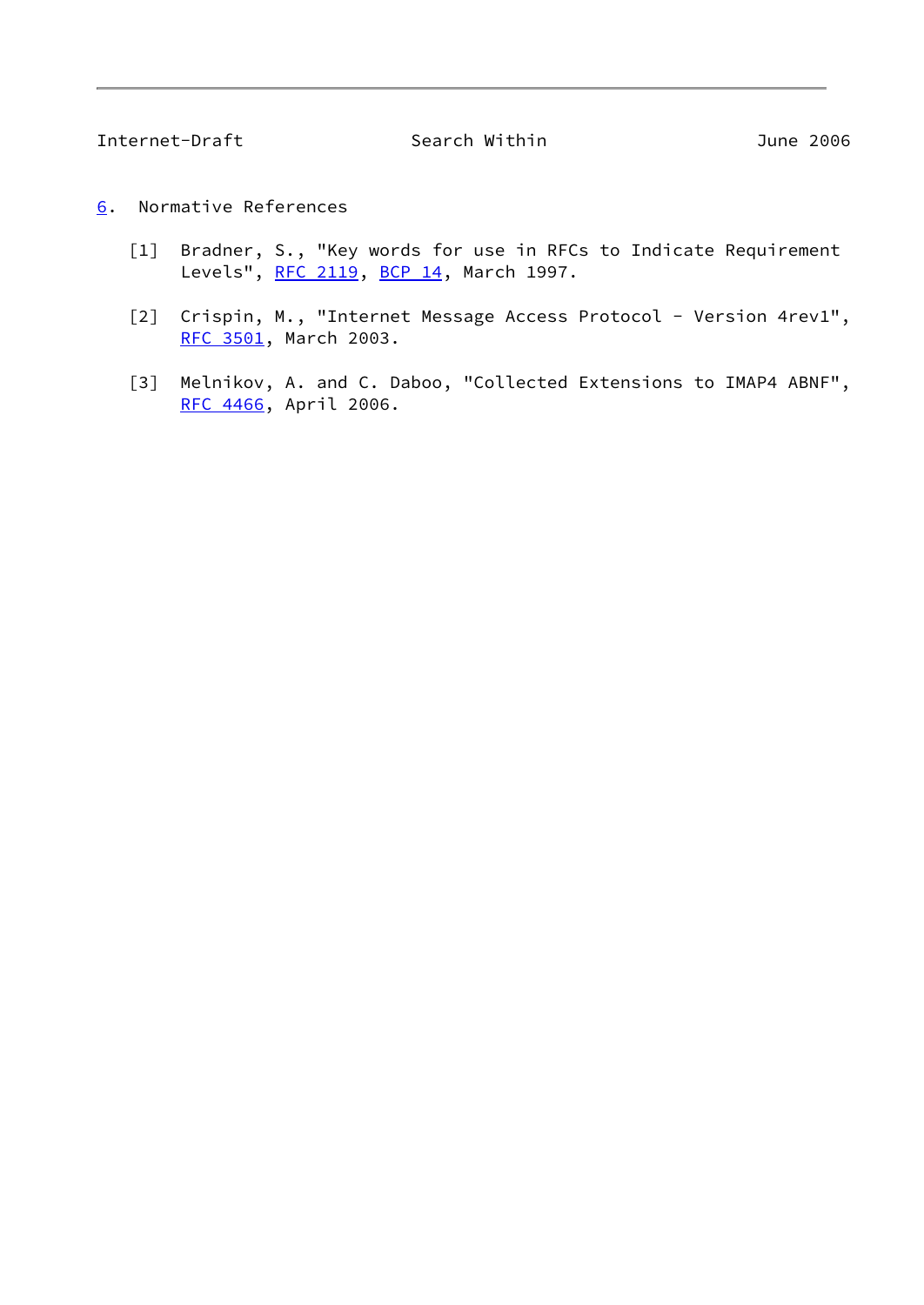## 6. Normative References

[1] Bradner, S., "Key words for use in RFCs to Indicate Requirement Levels", RFC 2119, BCP 14, March 1997.

[2] Crispin, M., "Internet Message Access Protocol - Version 4rev1", RFC 3501, March 2003.

[3] Melnikov, A. and C. Daboo, "Collected Extensions to IMAP4 ABNF", RFC 4466, April 2006.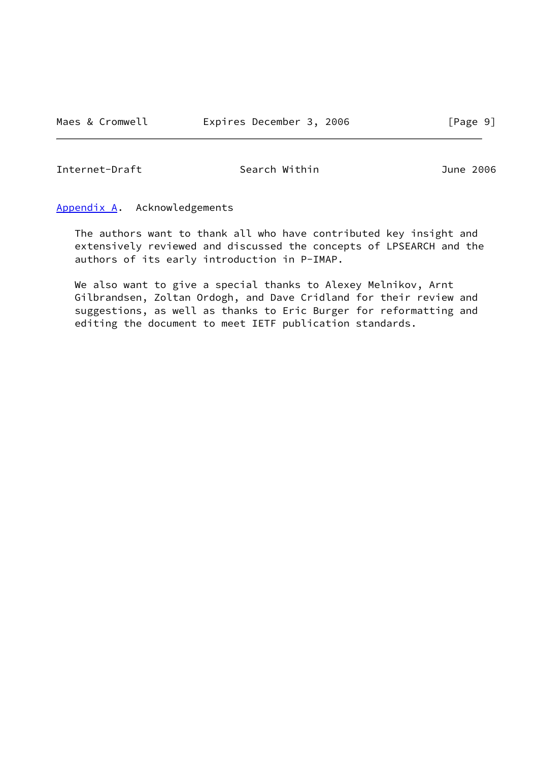## Appendix A. Acknowledgements

The authors want to thank all who have contributed key insight and extensively reviewed and discussed the concepts of LPSEARCH and the authors of its early introduction in P-IMAP.

We also want to give a special thanks to Alexey Melnikov, Arnt Gilbrandsen, Zoltan Ordogh, and Dave Cridland for their review and suggestions, as well as thanks to Eric Burger for reformatting and editing the document to meet IETF publication standards.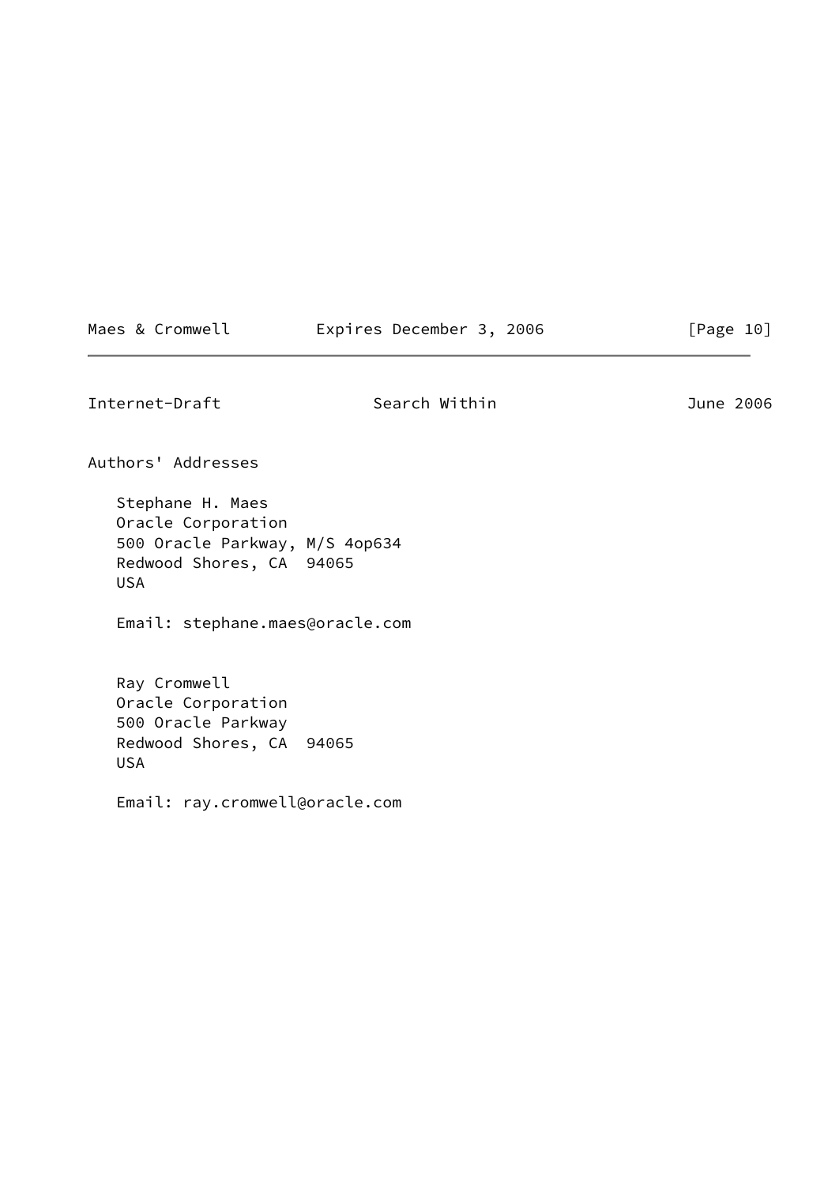## Authors' Addresses

Stephane H. Maes
Oracle Corporation
500 Oracle Parkway, M/S 4op634
Redwood Shores, CA  94065
USA

Email: stephane.maes@oracle.com

Ray Cromwell
Oracle Corporation
500 Oracle Parkway
Redwood Shores, CA  94065
USA

Email: ray.cromwell@oracle.com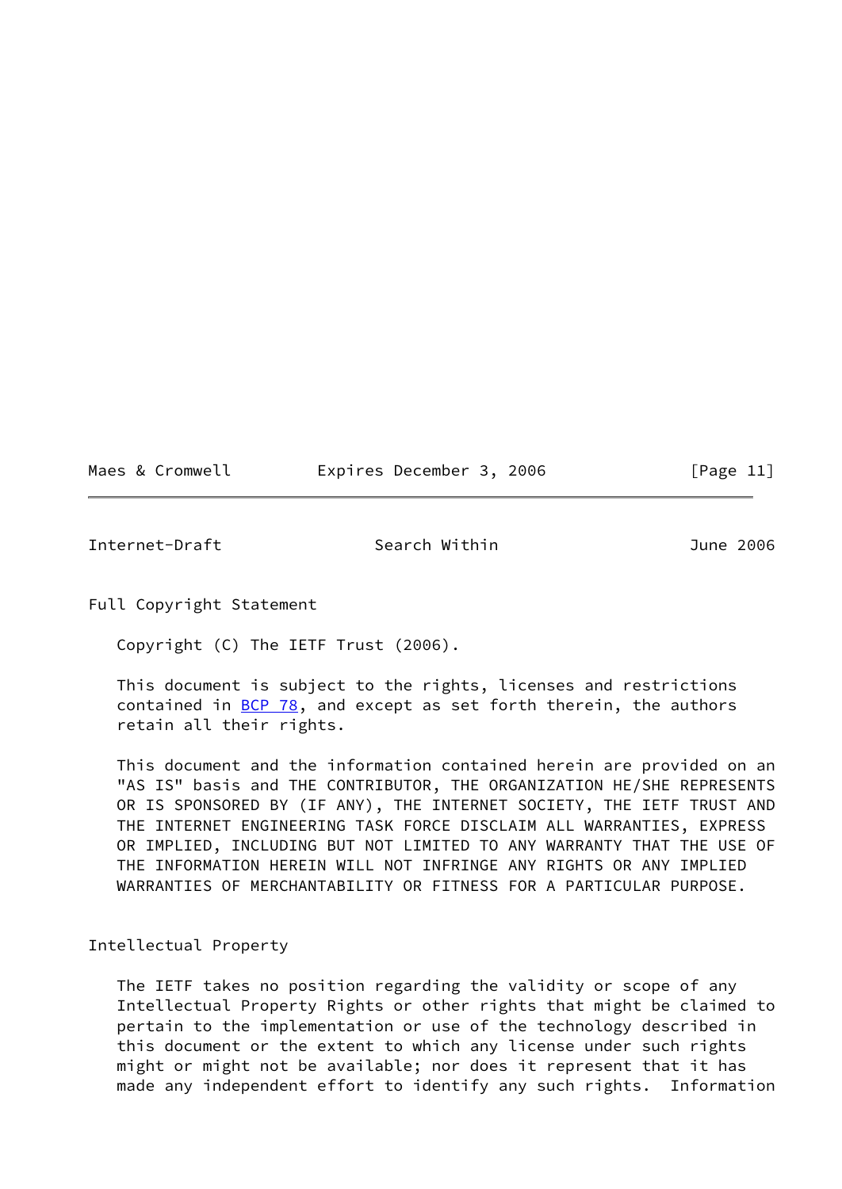## Full Copyright Statement

Copyright (C) The IETF Trust (2006).

This document is subject to the rights, licenses and restrictions contained in BCP 78, and except as set forth therein, the authors retain all their rights.

This document and the information contained herein are provided on an "AS IS" basis and THE CONTRIBUTOR, THE ORGANIZATION HE/SHE REPRESENTS OR IS SPONSORED BY (IF ANY), THE INTERNET SOCIETY, THE IETF TRUST AND THE INTERNET ENGINEERING TASK FORCE DISCLAIM ALL WARRANTIES, EXPRESS OR IMPLIED, INCLUDING BUT NOT LIMITED TO ANY WARRANTY THAT THE USE OF THE INFORMATION HEREIN WILL NOT INFRINGE ANY RIGHTS OR ANY IMPLIED WARRANTIES OF MERCHANTABILITY OR FITNESS FOR A PARTICULAR PURPOSE.

## Intellectual Property

The IETF takes no position regarding the validity or scope of any Intellectual Property Rights or other rights that might be claimed to pertain to the implementation or use of the technology described in this document or the extent to which any license under such rights might or might not be available; nor does it represent that it has made any independent effort to identify any such rights. Information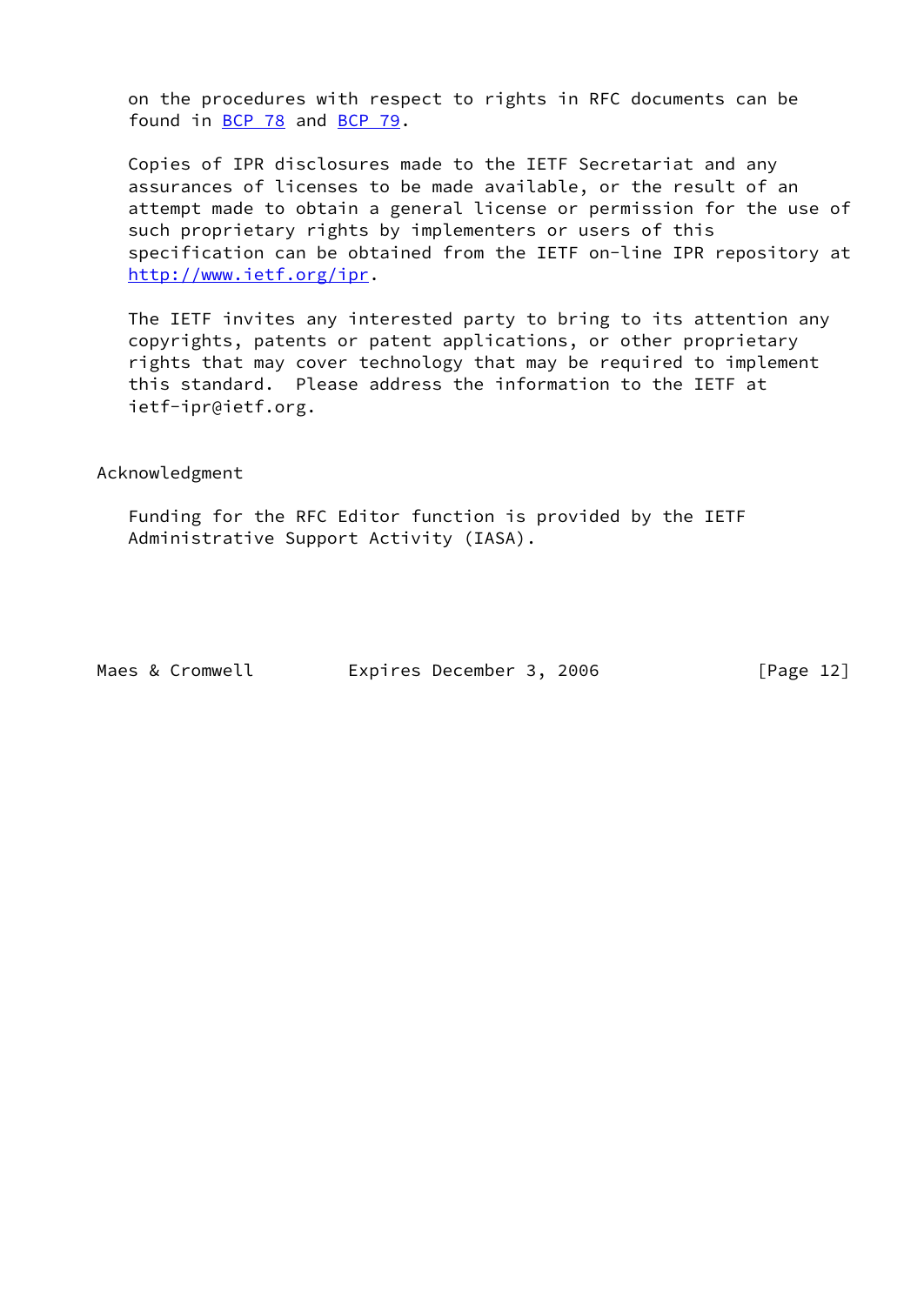on the procedures with respect to rights in RFC documents can be found in BCP 78 and BCP 79.

Copies of IPR disclosures made to the IETF Secretariat and any assurances of licenses to be made available, or the result of an attempt made to obtain a general license or permission for the use of such proprietary rights by implementers or users of this specification can be obtained from the IETF on-line IPR repository at http://www.ietf.org/ipr.

The IETF invites any interested party to bring to its attention any copyrights, patents or patent applications, or other proprietary rights that may cover technology that may be required to implement this standard. Please address the information to the IETF at ietf-ipr@ietf.org.

## Acknowledgment

Funding for the RFC Editor function is provided by the IETF Administrative Support Activity (IASA).